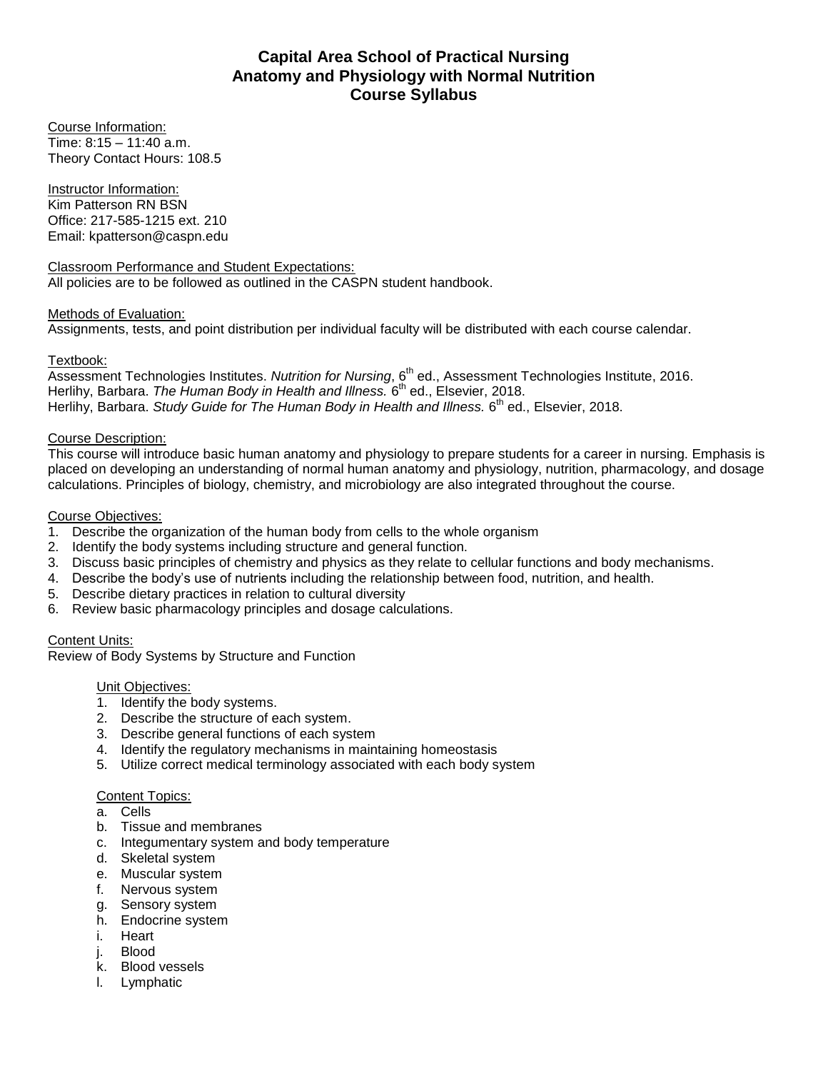# Capital Area School of Practical Nursing
# Anatomy and Physiology with Normal Nutrition
# Course Syllabus

Course Information:
Time: 8:15 – 11:40 a.m.
Theory Contact Hours: 108.5

Instructor Information:
Kim Patterson RN BSN
Office: 217-585-1215 ext. 210
Email: kpatterson@caspn.edu

Classroom Performance and Student Expectations:
All policies are to be followed as outlined in the CASPN student handbook.

Methods of Evaluation:
Assignments, tests, and point distribution per individual faculty will be distributed with each course calendar.

Textbook:
Assessment Technologies Institutes. *Nutrition for Nursing*, 6th ed., Assessment Technologies Institute, 2016.
Herlihy, Barbara. *The Human Body in Health and Illness.* 6th ed., Elsevier, 2018.
Herlihy, Barbara. *Study Guide for The Human Body in Health and Illness.* 6th ed., Elsevier, 2018.

Course Description:
This course will introduce basic human anatomy and physiology to prepare students for a career in nursing. Emphasis is placed on developing an understanding of normal human anatomy and physiology, nutrition, pharmacology, and dosage calculations. Principles of biology, chemistry, and microbiology are also integrated throughout the course.

Course Objectives:
1. Describe the organization of the human body from cells to the whole organism
2. Identify the body systems including structure and general function.
3. Discuss basic principles of chemistry and physics as they relate to cellular functions and body mechanisms.
4. Describe the body's use of nutrients including the relationship between food, nutrition, and health.
5. Describe dietary practices in relation to cultural diversity
6. Review basic pharmacology principles and dosage calculations.

Content Units:
Review of Body Systems by Structure and Function

Unit Objectives:
1. Identify the body systems.
2. Describe the structure of each system.
3. Describe general functions of each system
4. Identify the regulatory mechanisms in maintaining homeostasis
5. Utilize correct medical terminology associated with each body system

Content Topics:
a. Cells
b. Tissue and membranes
c. Integumentary system and body temperature
d. Skeletal system
e. Muscular system
f. Nervous system
g. Sensory system
h. Endocrine system
i. Heart
j. Blood
k. Blood vessels
l. Lymphatic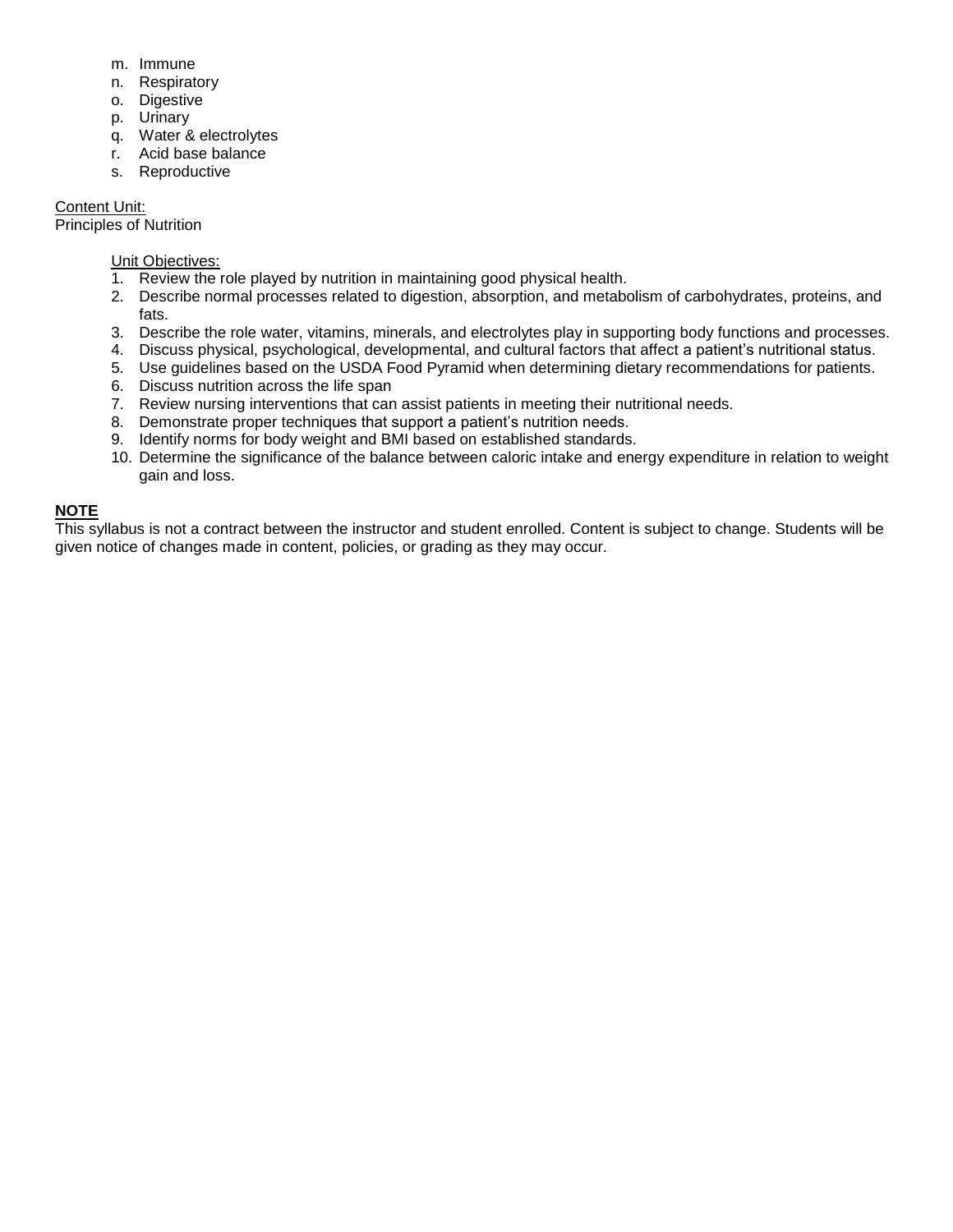m. Immune
n. Respiratory
o. Digestive
p. Urinary
q. Water & electrolytes
r. Acid base balance
s. Reproductive

Content Unit:
Principles of Nutrition

Unit Objectives:

1. Review the role played by nutrition in maintaining good physical health.
2. Describe normal processes related to digestion, absorption, and metabolism of carbohydrates, proteins, and fats.
3. Describe the role water, vitamins, minerals, and electrolytes play in supporting body functions and processes.
4. Discuss physical, psychological, developmental, and cultural factors that affect a patient's nutritional status.
5. Use guidelines based on the USDA Food Pyramid when determining dietary recommendations for patients.
6. Discuss nutrition across the life span
7. Review nursing interventions that can assist patients in meeting their nutritional needs.
8. Demonstrate proper techniques that support a patient's nutrition needs.
9. Identify norms for body weight and BMI based on established standards.
10. Determine the significance of the balance between caloric intake and energy expenditure in relation to weight gain and loss.

**NOTE**
This syllabus is not a contract between the instructor and student enrolled. Content is subject to change. Students will be given notice of changes made in content, policies, or grading as they may occur.